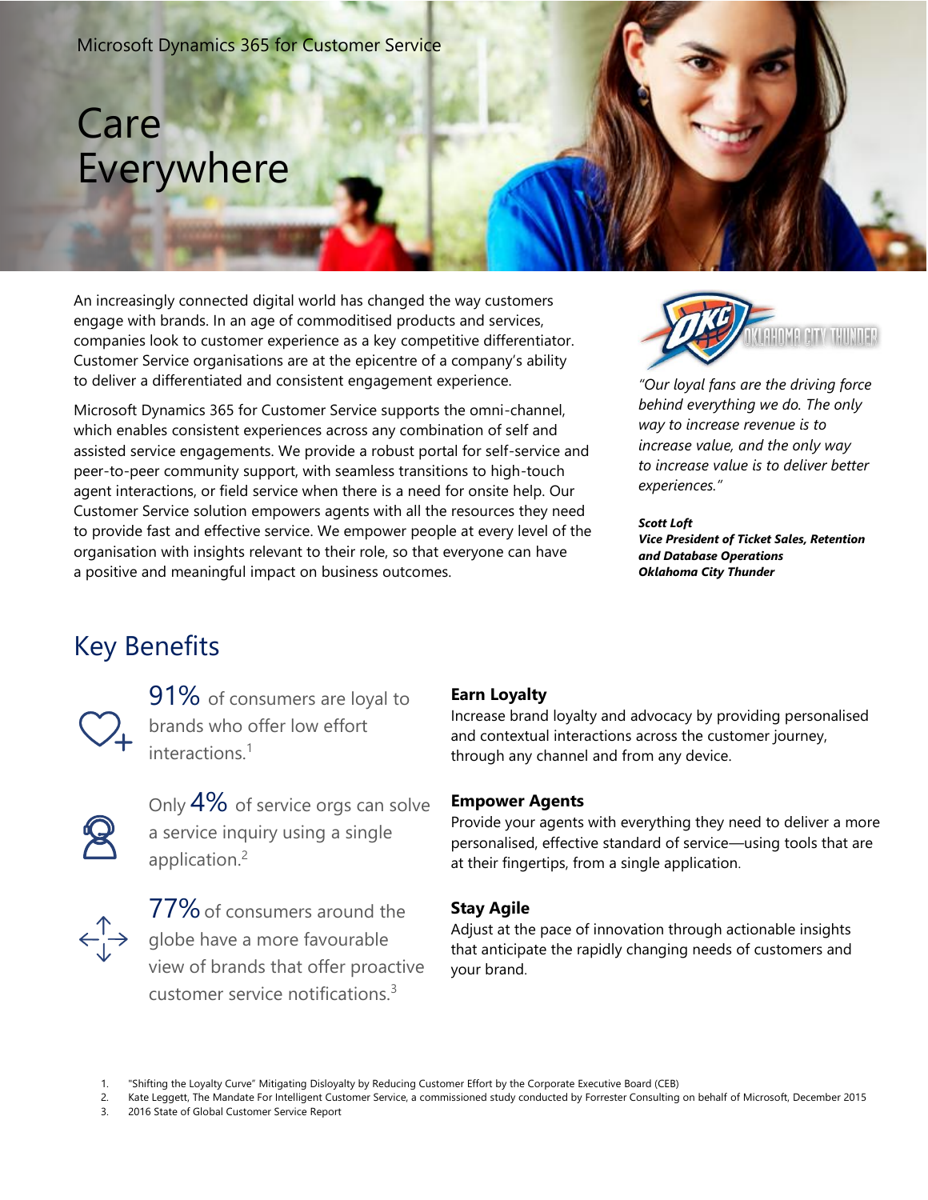Microsoft Dynamics 365 for Customer Service

# Care Everywhere

An increasingly connected digital world has changed the way customers engage with brands. In an age of commoditised products and services, companies look to customer experience as a key competitive differentiator. Customer Service organisations are at the epicentre of a company's ability to deliver a differentiated and consistent engagement experience.

Microsoft Dynamics 365 for Customer Service supports the omni-channel, which enables consistent experiences across any combination of self and assisted service engagements. We provide a robust portal for self-service and peer-to-peer community support, with seamless transitions to high-touch agent interactions, or field service when there is a need for onsite help. Our Customer Service solution empowers agents with all the resources they need to provide fast and effective service. We empower people at every level of the organisation with insights relevant to their role, so that everyone can have a positive and meaningful impact on business outcomes.

*"Our loyal fans are the driving force behind everything we do. The only way to increase revenue is to increase value, and the only way to increase value is to deliver better experiences."*

***Scott Loft***
***Vice President of Ticket Sales, Retention and Database Operations***
***Oklahoma City Thunder***

## Key Benefits

91% of consumers are loyal to brands who offer low effort interactions.[1]

Only 4% of service orgs can solve a service inquiry using a single application.[2]

77% of consumers around the globe have a more favourable view of brands that offer proactive customer service notifications.[3]

**Earn Loyalty**
Increase brand loyalty and advocacy by providing personalised and contextual interactions across the customer journey, through any channel and from any device.

**Empower Agents**
Provide your agents with everything they need to deliver a more personalised, effective standard of service—using tools that are at their fingertips, from a single application.

**Stay Agile**
Adjust at the pace of innovation through actionable insights that anticipate the rapidly changing needs of customers and your brand.

1. "Shifting the Loyalty Curve" Mitigating Disloyalty by Reducing Customer Effort by the Corporate Executive Board (CEB)
2. Kate Leggett, The Mandate For Intelligent Customer Service, a commissioned study conducted by Forrester Consulting on behalf of Microsoft, December 2015
3. 2016 State of Global Customer Service Report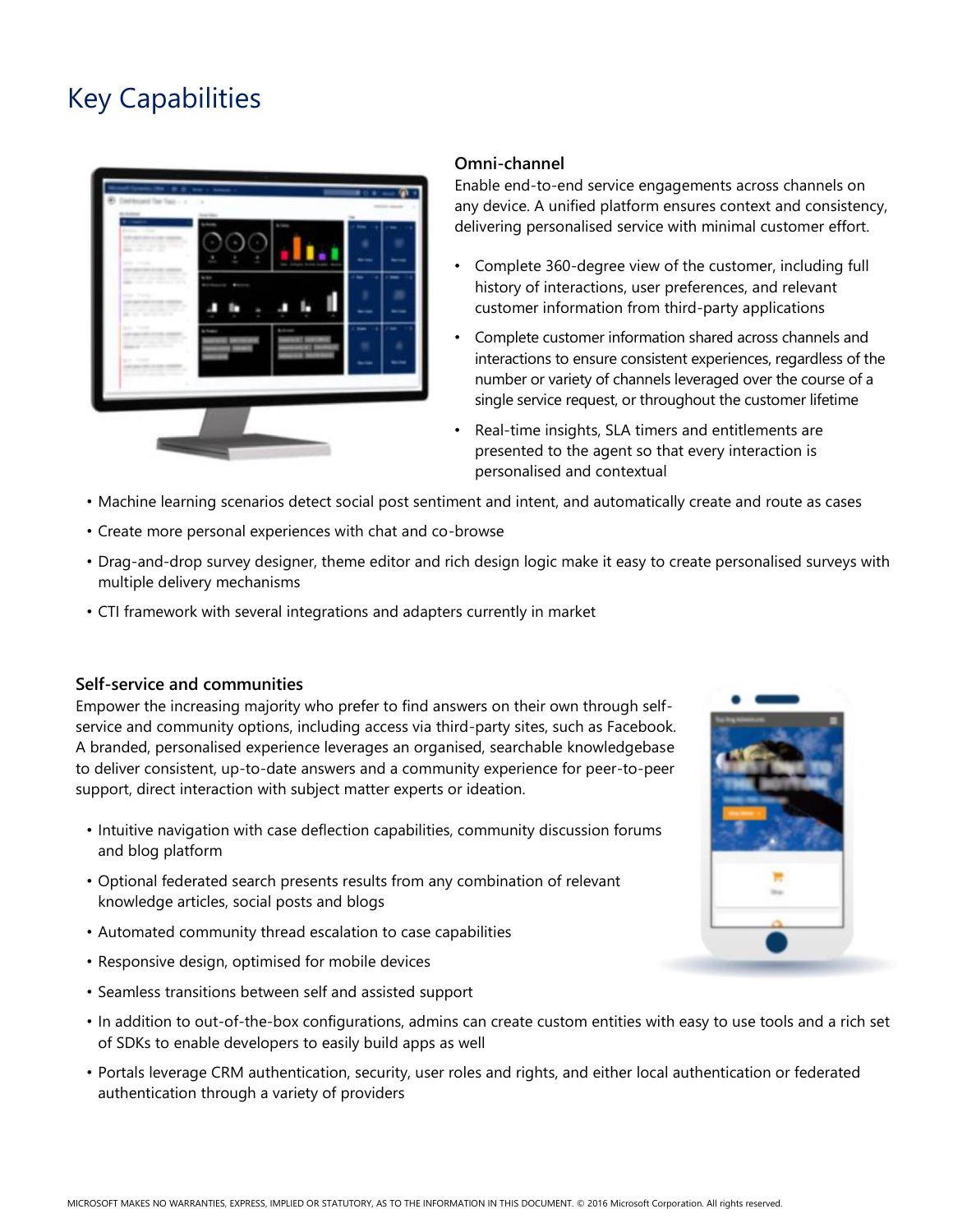# Key Capabilities

### Omni-channel

Enable end-to-end service engagements across channels on any device. A unified platform ensures context and consistency, delivering personalised service with minimal customer effort.

- Complete 360-degree view of the customer, including full history of interactions, user preferences, and relevant customer information from third-party applications
- Complete customer information shared across channels and interactions to ensure consistent experiences, regardless of the number or variety of channels leveraged over the course of a single service request, or throughout the customer lifetime
- Real-time insights, SLA timers and entitlements are presented to the agent so that every interaction is personalised and contextual
- Machine learning scenarios detect social post sentiment and intent, and automatically create and route as cases
- Create more personal experiences with chat and co-browse
- Drag-and-drop survey designer, theme editor and rich design logic make it easy to create personalised surveys with multiple delivery mechanisms
- CTI framework with several integrations and adapters currently in market

### Self-service and communities

Empower the increasing majority who prefer to find answers on their own through self-service and community options, including access via third-party sites, such as Facebook. A branded, personalised experience leverages an organised, searchable knowledgebase to deliver consistent, up-to-date answers and a community experience for peer-to-peer support, direct interaction with subject matter experts or ideation.

- Intuitive navigation with case deflection capabilities, community discussion forums and blog platform
- Optional federated search presents results from any combination of relevant knowledge articles, social posts and blogs
- Automated community thread escalation to case capabilities
- Responsive design, optimised for mobile devices
- Seamless transitions between self and assisted support
- In addition to out-of-the-box configurations, admins can create custom entities with easy to use tools and a rich set of SDKs to enable developers to easily build apps as well
- Portals leverage CRM authentication, security, user roles and rights, and either local authentication or federated authentication through a variety of providers

MICROSOFT MAKES NO WARRANTIES, EXPRESS, IMPLIED OR STATUTORY, AS TO THE INFORMATION IN THIS DOCUMENT. © 2016 Microsoft Corporation. All rights reserved.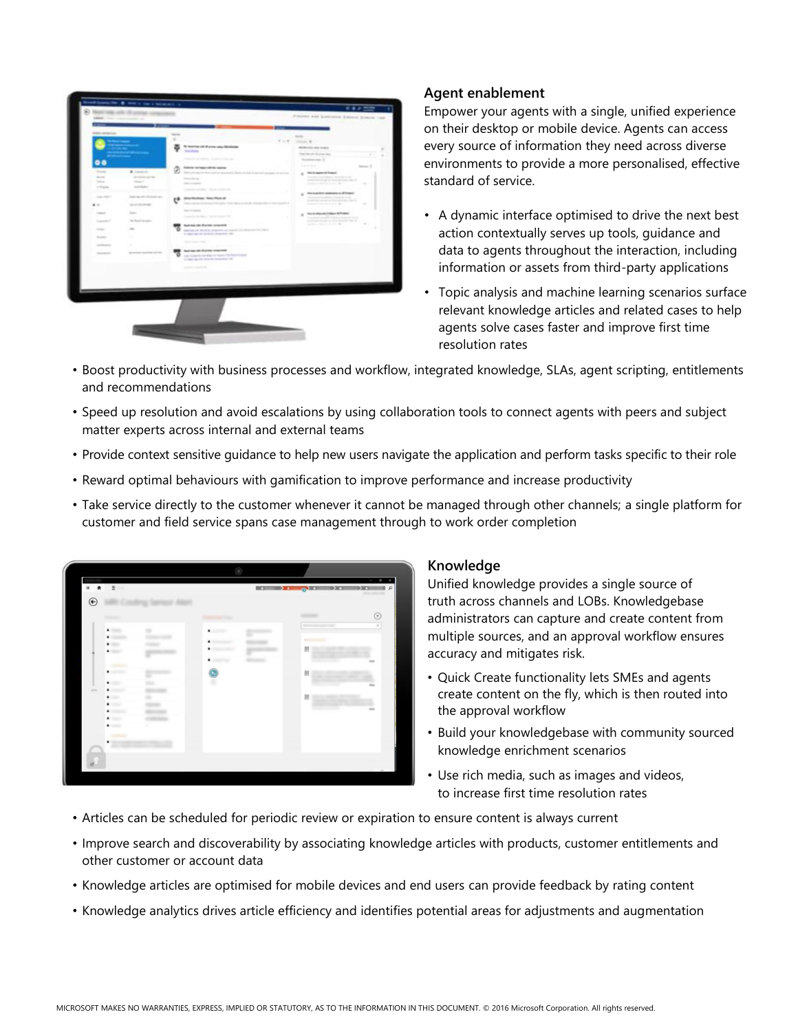## Agent enablement

Empower your agents with a single, unified experience on their desktop or mobile device. Agents can access every source of information they need across diverse environments to provide a more personalised, effective standard of service.

- A dynamic interface optimised to drive the next best action contextually serves up tools, guidance and data to agents throughout the interaction, including information or assets from third-party applications
- Topic analysis and machine learning scenarios surface relevant knowledge articles and related cases to help agents solve cases faster and improve first time resolution rates
- Boost productivity with business processes and workflow, integrated knowledge, SLAs, agent scripting, entitlements and recommendations
- Speed up resolution and avoid escalations by using collaboration tools to connect agents with peers and subject matter experts across internal and external teams
- Provide context sensitive guidance to help new users navigate the application and perform tasks specific to their role
- Reward optimal behaviours with gamification to improve performance and increase productivity
- Take service directly to the customer whenever it cannot be managed through other channels; a single platform for customer and field service spans case management through to work order completion

## Knowledge

Unified knowledge provides a single source of truth across channels and LOBs. Knowledgebase administrators can capture and create content from multiple sources, and an approval workflow ensures accuracy and mitigates risk.

- Quick Create functionality lets SMEs and agents create content on the fly, which is then routed into the approval workflow
- Build your knowledgebase with community sourced knowledge enrichment scenarios
- Use rich media, such as images and videos, to increase first time resolution rates
- Articles can be scheduled for periodic review or expiration to ensure content is always current
- Improve search and discoverability by associating knowledge articles with products, customer entitlements and other customer or account data
- Knowledge articles are optimised for mobile devices and end users can provide feedback by rating content
- Knowledge analytics drives article efficiency and identifies potential areas for adjustments and augmentation

MICROSOFT MAKES NO WARRANTIES, EXPRESS, IMPLIED OR STATUTORY, AS TO THE INFORMATION IN THIS DOCUMENT. © 2016 Microsoft Corporation. All rights reserved.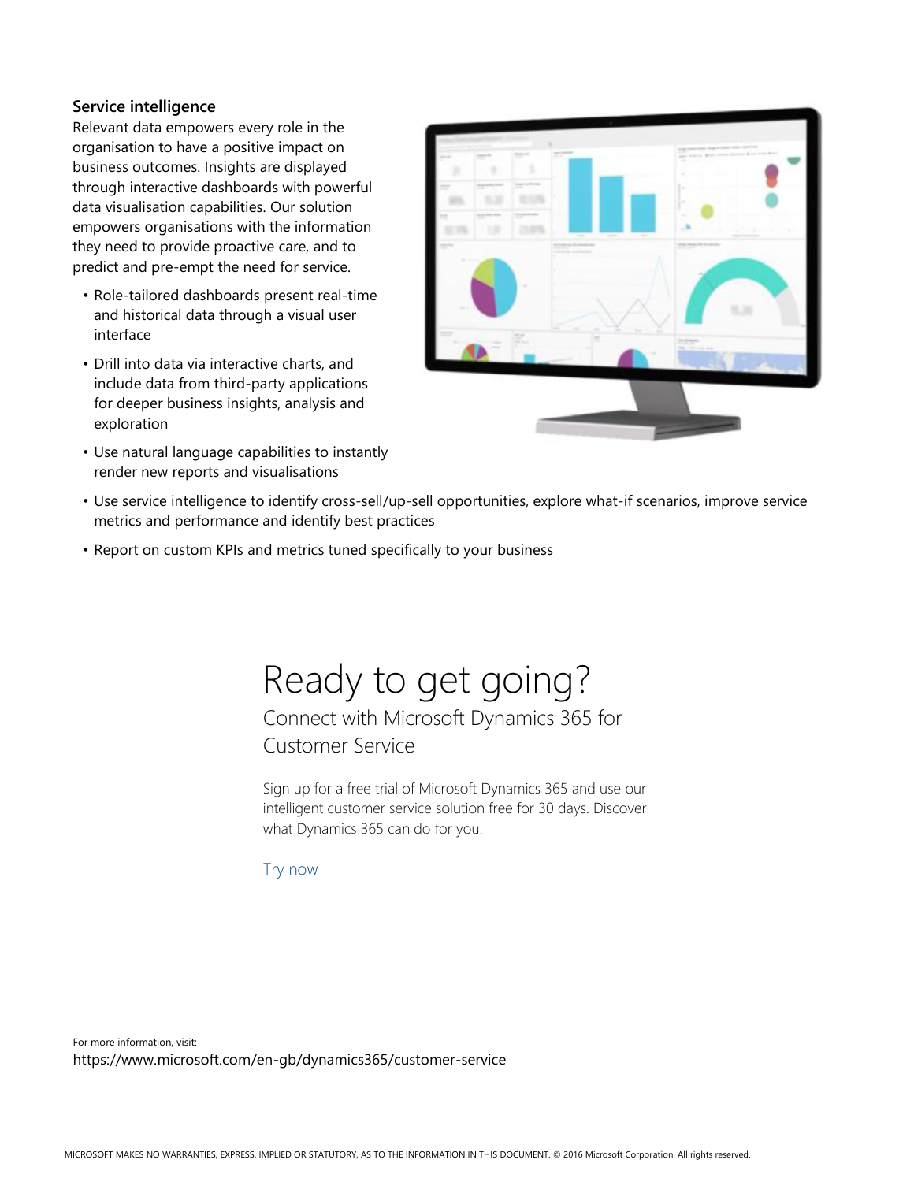### Service intelligence

Relevant data empowers every role in the organisation to have a positive impact on business outcomes. Insights are displayed through interactive dashboards with powerful data visualisation capabilities. Our solution empowers organisations with the information they need to provide proactive care, and to predict and pre-empt the need for service.

- Role-tailored dashboards present real-time and historical data through a visual user interface
- Drill into data via interactive charts, and include data from third-party applications for deeper business insights, analysis and exploration
- Use natural language capabilities to instantly render new reports and visualisations
- Use service intelligence to identify cross-sell/up-sell opportunities, explore what-if scenarios, improve service metrics and performance and identify best practices
- Report on custom KPIs and metrics tuned specifically to your business

# Ready to get going?

## Connect with Microsoft Dynamics 365 for Customer Service

Sign up for a free trial of Microsoft Dynamics 365 and use our intelligent customer service solution free for 30 days. Discover what Dynamics 365 can do for you.

Try now

For more information, visit:
https://www.microsoft.com/en-gb/dynamics365/customer-service

MICROSOFT MAKES NO WARRANTIES, EXPRESS, IMPLIED OR STATUTORY, AS TO THE INFORMATION IN THIS DOCUMENT. © 2016 Microsoft Corporation. All rights reserved.